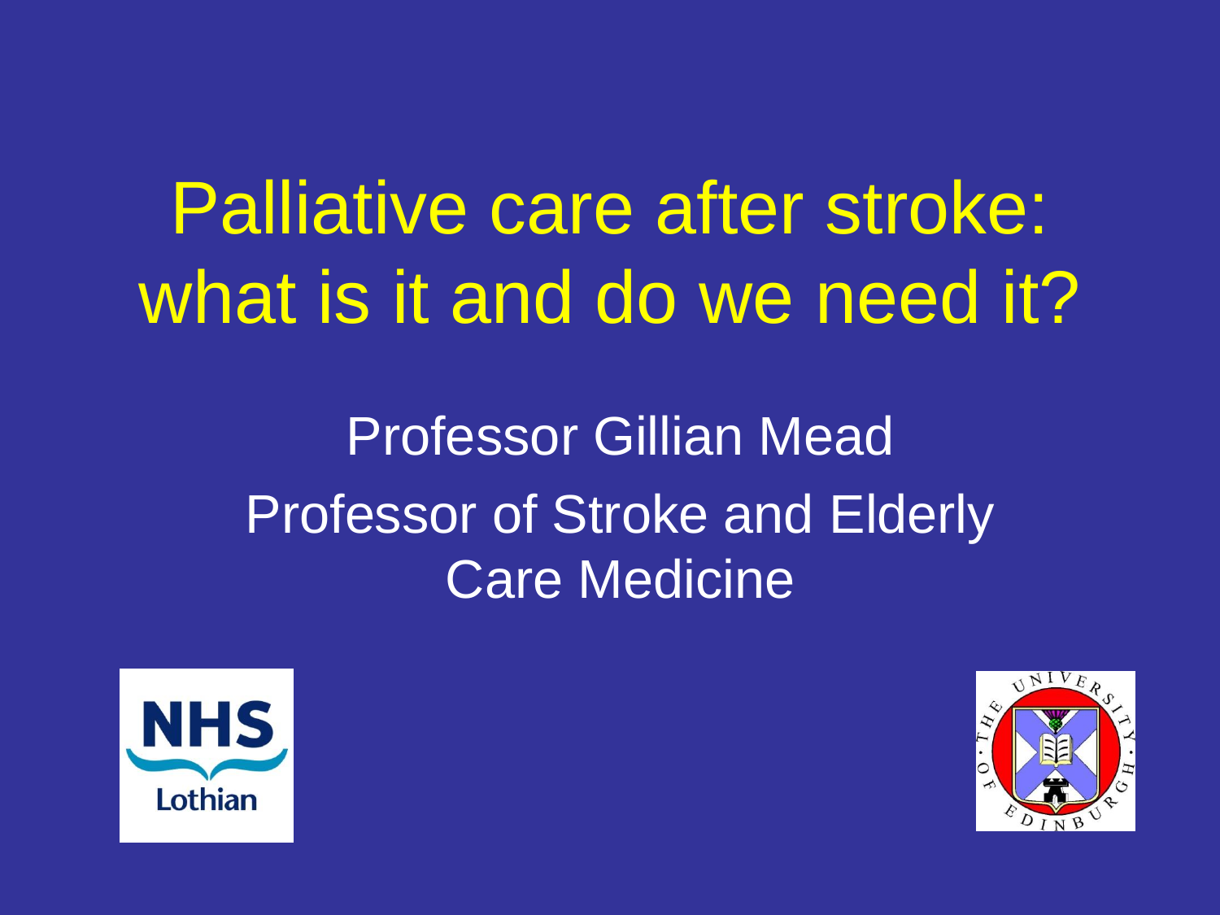# Palliative care after stroke: what is it and do we need it?

Professor Gillian Mead

Professor of Stroke and Elderly Care Medicine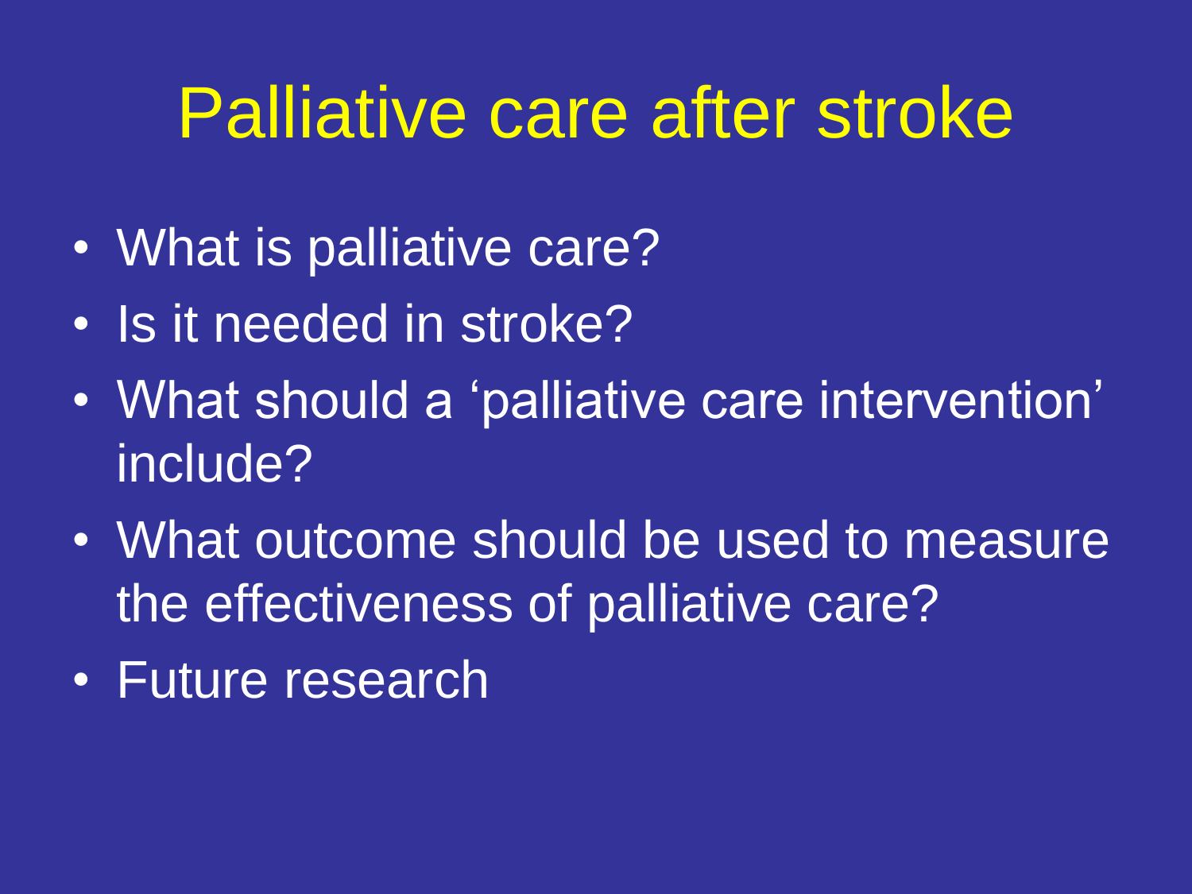# Palliative care after stroke

- What is palliative care?
- Is it needed in stroke?
- What should a 'palliative care intervention' include?
- What outcome should be used to measure the effectiveness of palliative care?
- Future research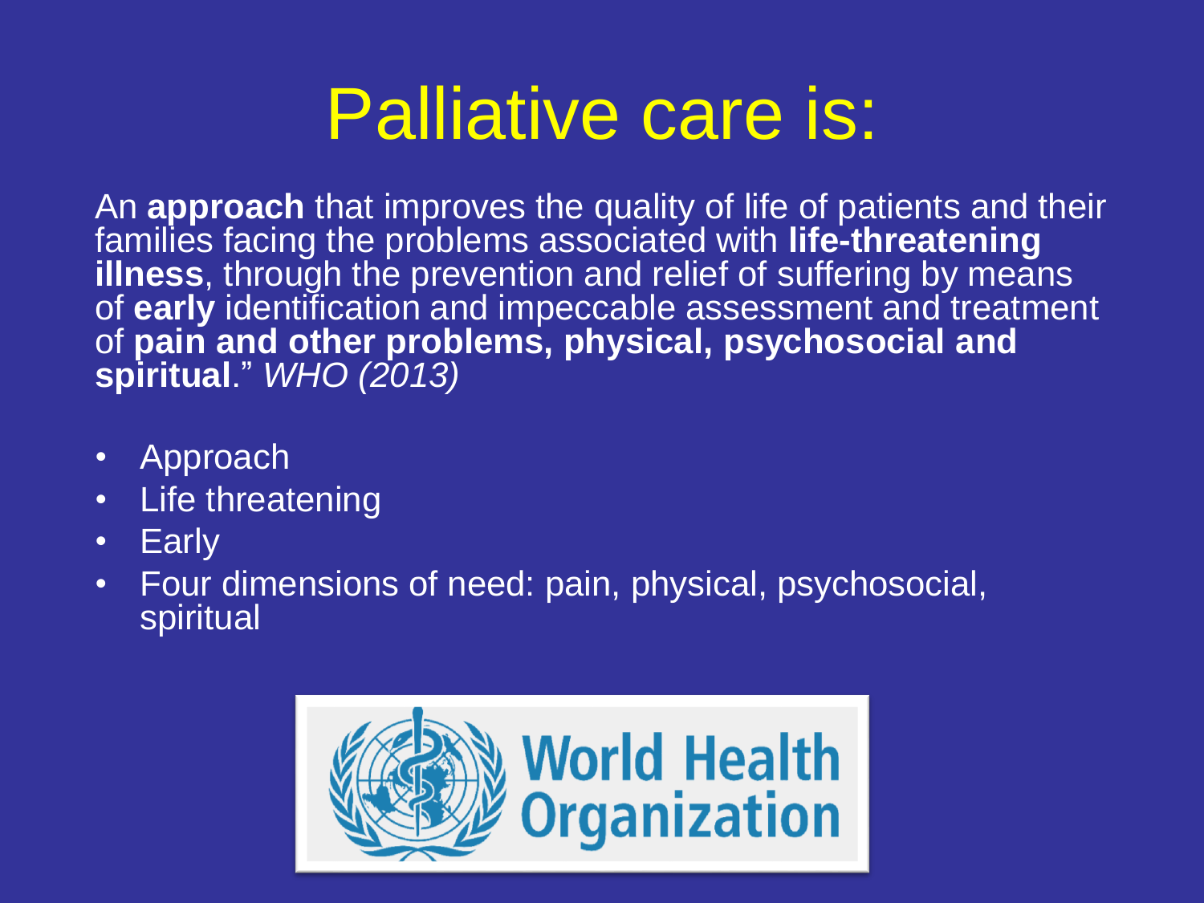# Palliative care is:

An **approach** that improves the quality of life of patients and their families facing the problems associated with **life-threatening illness**, through the prevention and relief of suffering by means of **early** identification and impeccable assessment and treatment of **pain and other problems, physical, psychosocial and spiritual**." *WHO (2013)*

- Approach
- Life threatening
- Early
- Four dimensions of need: pain, physical, psychosocial, spiritual

World Health Organization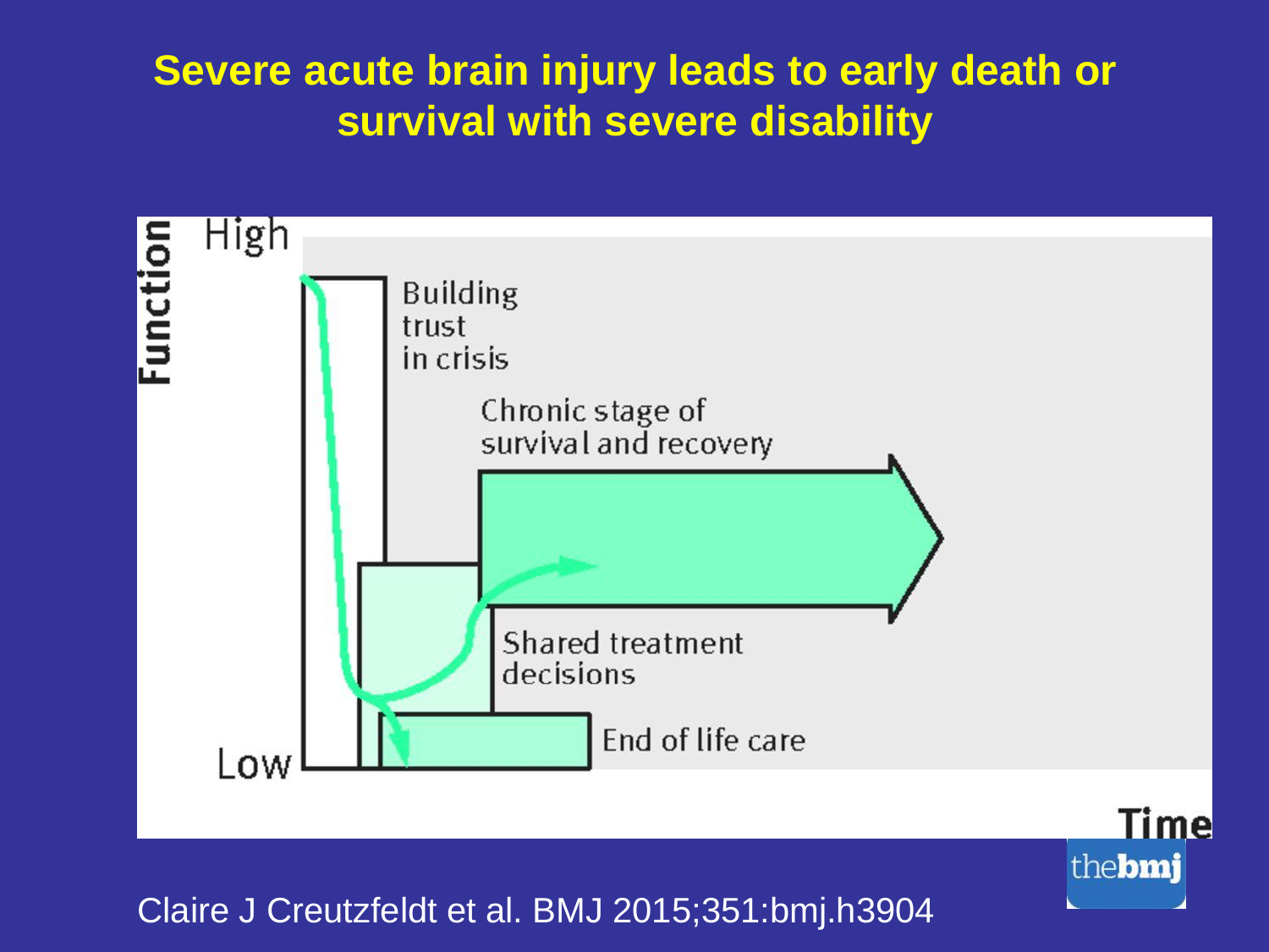# Severe acute brain injury leads to early death or survival with severe disability

Function

High

Low

Building trust in crisis

Chronic stage of survival and recovery

Shared treatment decisions

End of life care

Time

thebmj

Claire J Creutzfeldt et al. BMJ 2015;351:bmj.h3904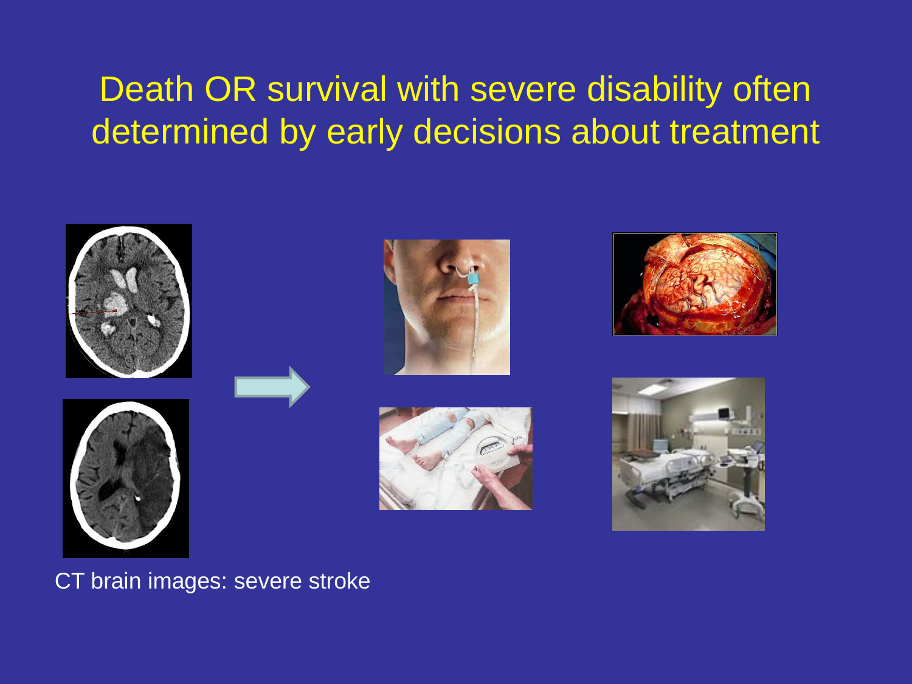# Death OR survival with severe disability often determined by early decisions about treatment

CT brain images: severe stroke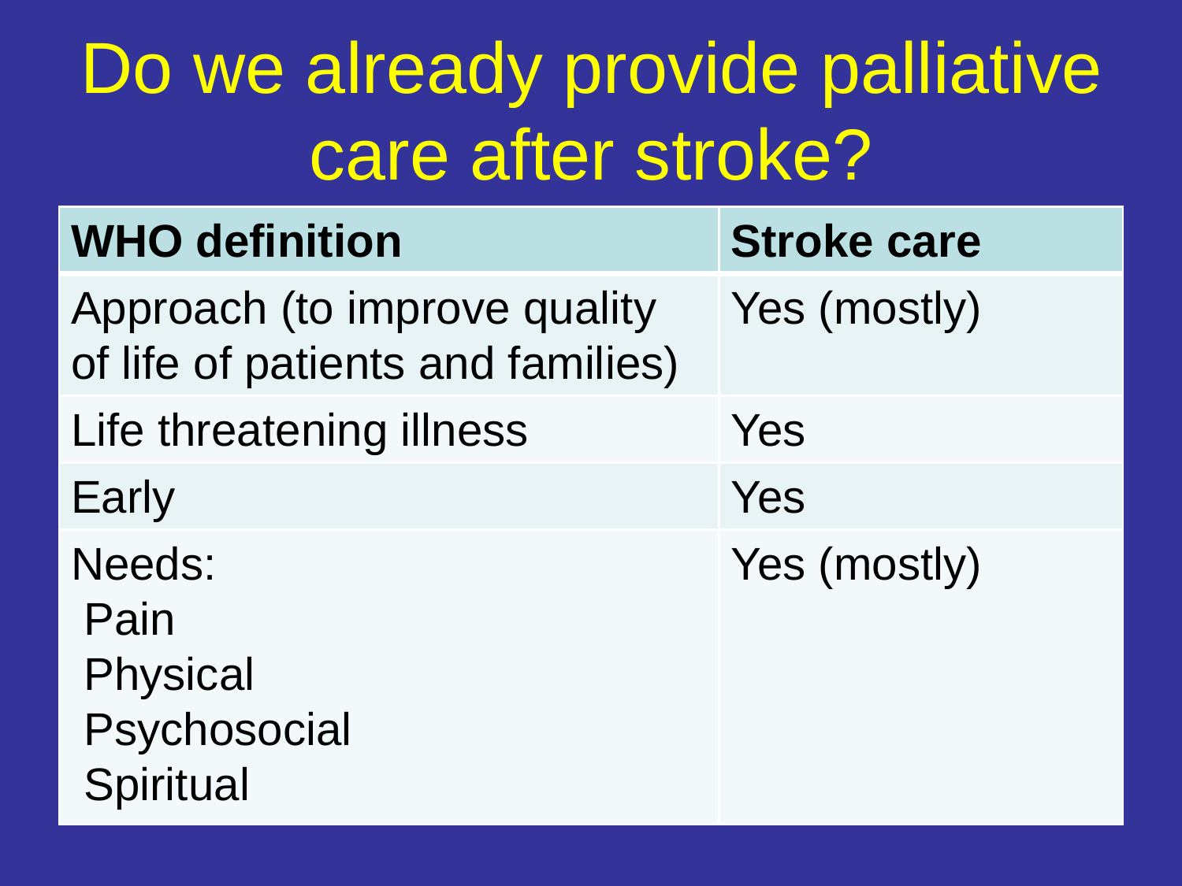# Do we already provide palliative care after stroke?

| WHO definition | Stroke care |
|---|---|
| Approach (to improve quality of life of patients and families) | Yes (mostly) |
| Life threatening illness | Yes |
| Early | Yes |
| Needs:<br>Pain<br>Physical<br>Psychosocial<br>Spiritual | Yes (mostly) |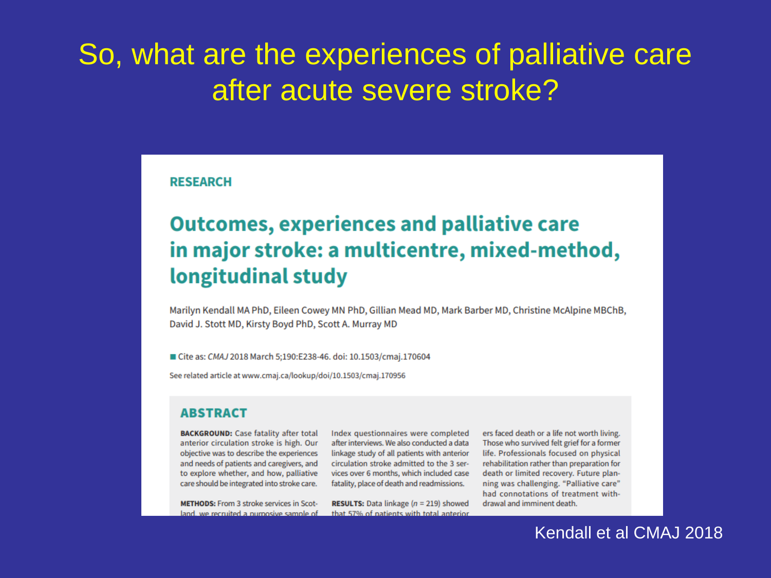# So, what are the experiences of palliative care after acute severe stroke?

RESEARCH

## Outcomes, experiences and palliative care in major stroke: a multicentre, mixed-method, longitudinal study

Marilyn Kendall MA PhD, Eileen Cowey MN PhD, Gillian Mead MD, Mark Barber MD, Christine McAlpine MBChB, David J. Stott MD, Kirsty Boyd PhD, Scott A. Murray MD

Cite as: *CMAJ* 2018 March 5;190:E238-46. doi: 10.1503/cmaj.170604

See related article at www.cmaj.ca/lookup/doi/10.1503/cmaj.170956

### ABSTRACT

**BACKGROUND:** Case fatality after total anterior circulation stroke is high. Our objective was to describe the experiences and needs of patients and caregivers, and to explore whether, and how, palliative care should be integrated into stroke care.

**METHODS:** From 3 stroke services in Scotland, we recruited a purposive sample of

Index questionnaires were completed after interviews. We also conducted a data linkage study of all patients with anterior circulation stroke admitted to the 3 services over 6 months, which included case fatality, place of death and readmissions.

**RESULTS:** Data linkage ($n = 219$) showed that 57% of patients with total anterior

ers faced death or a life not worth living. Those who survived felt grief for a former life. Professionals focused on physical rehabilitation rather than preparation for death or limited recovery. Future planning was challenging. "Palliative care" had connotations of treatment withdrawal and imminent death.

Kendall et al CMAJ 2018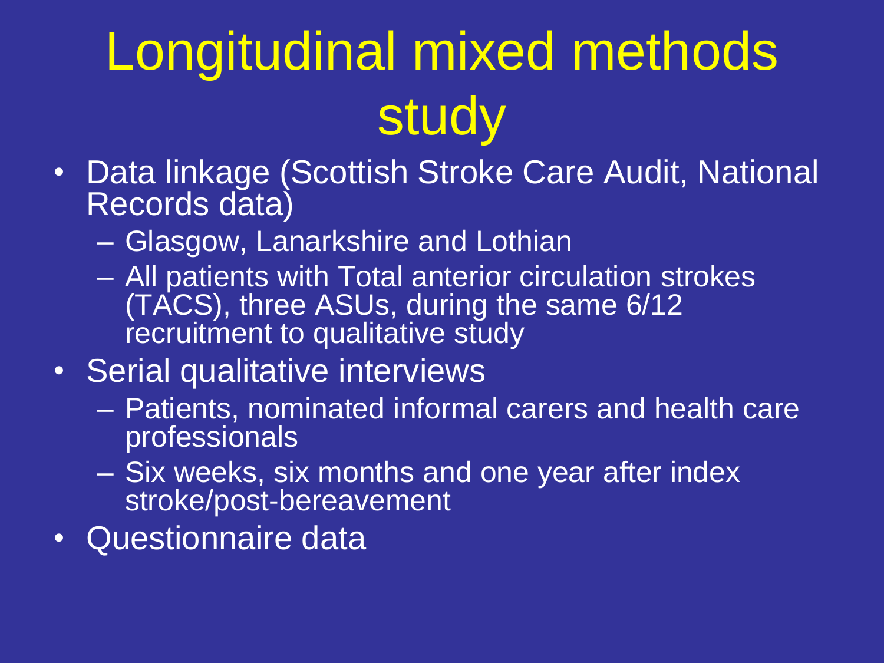# Longitudinal mixed methods study

- Data linkage (Scottish Stroke Care Audit, National Records data)
  - Glasgow, Lanarkshire and Lothian
  - All patients with Total anterior circulation strokes (TACS), three ASUs, during the same 6/12 recruitment to qualitative study
- Serial qualitative interviews
  - Patients, nominated informal carers and health care professionals
  - Six weeks, six months and one year after index stroke/post-bereavement
- Questionnaire data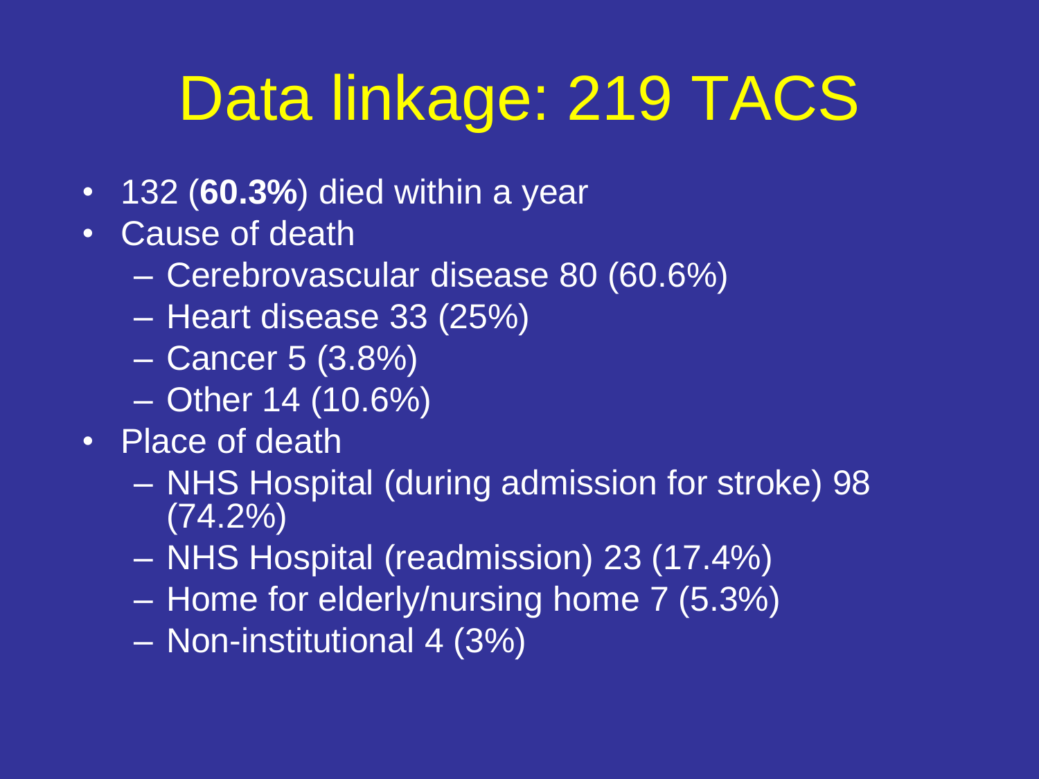# Data linkage: 219 TACS

- 132 (**60.3%**) died within a year
- Cause of death
  - Cerebrovascular disease 80 (60.6%)
  - Heart disease 33 (25%)
  - Cancer 5 (3.8%)
  - Other 14 (10.6%)
- Place of death
  - NHS Hospital (during admission for stroke) 98 (74.2%)
  - NHS Hospital (readmission) 23 (17.4%)
  - Home for elderly/nursing home 7 (5.3%)
  - Non-institutional 4 (3%)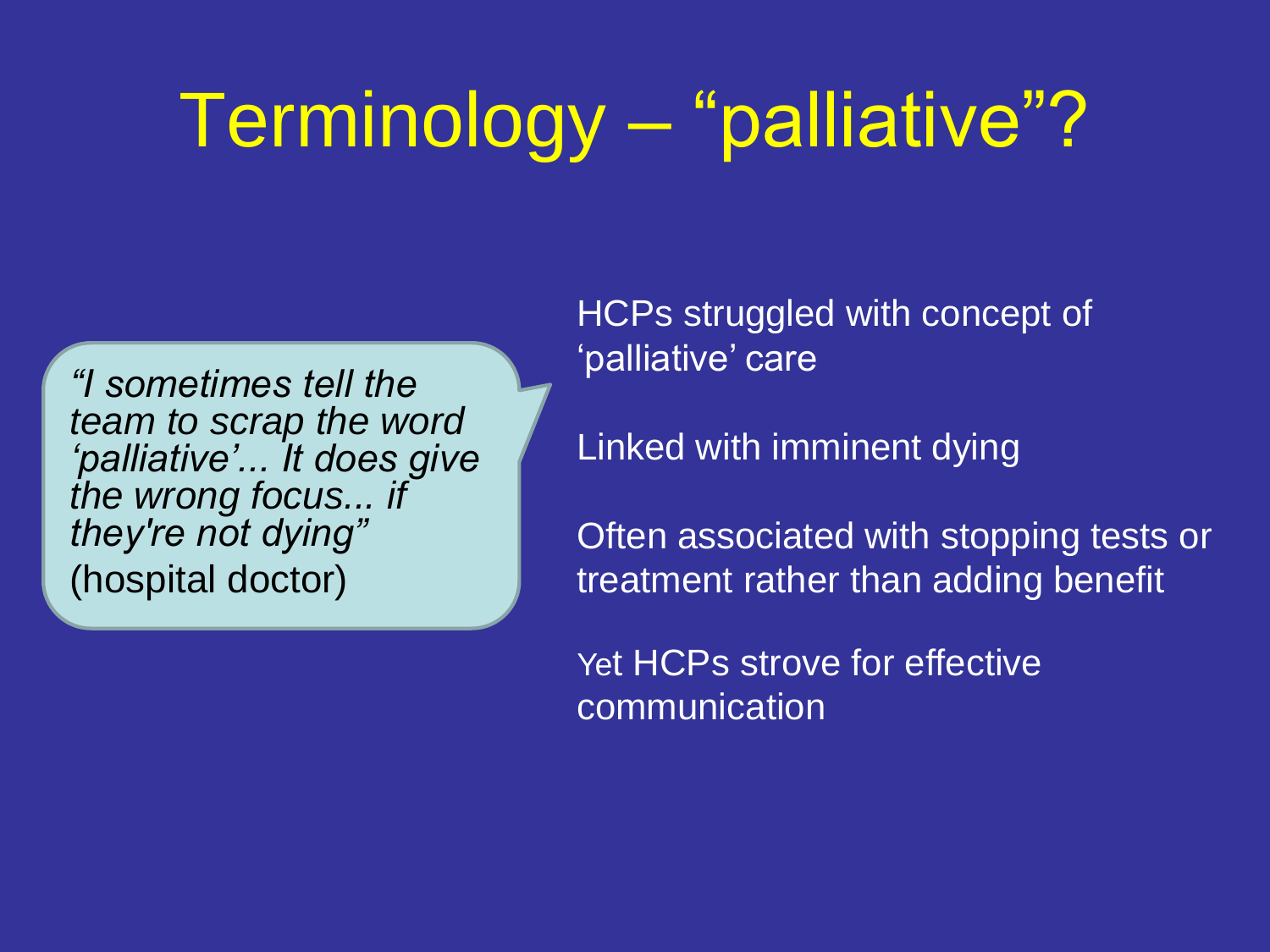# Terminology – “palliative”?

> *“I sometimes tell the team to scrap the word ‘palliative’... It does give the wrong focus... if they're not dying”* (hospital doctor)

HCPs struggled with concept of ‘palliative’ care

Linked with imminent dying

Often associated with stopping tests or treatment rather than adding benefit

Yet HCPs strove for effective communication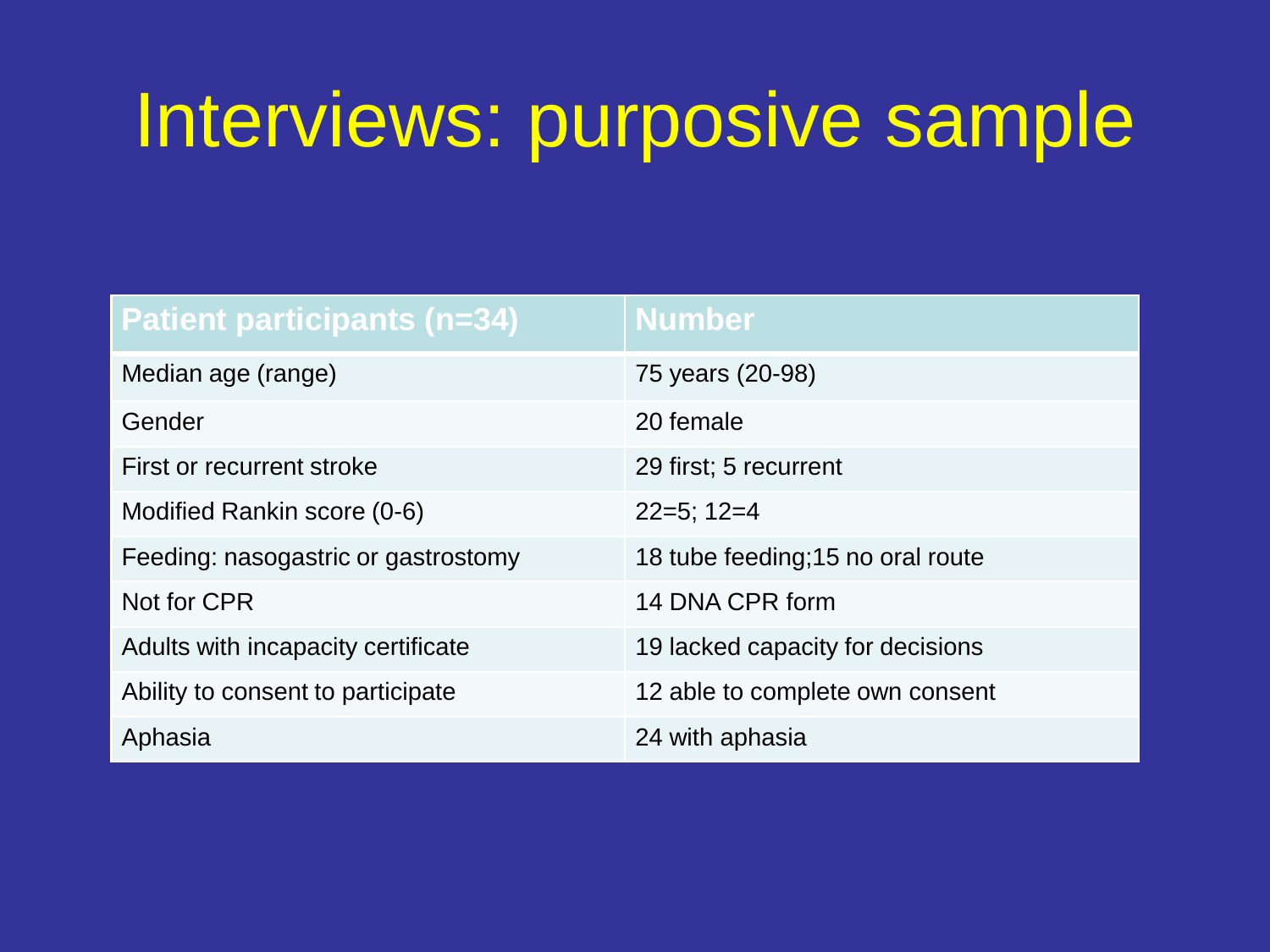# Interviews: purposive sample

| Patient participants (n=34) | Number |
|---|---|
| Median age (range) | 75 years (20-98) |
| Gender | 20 female |
| First or recurrent stroke | 29 first; 5 recurrent |
| Modified Rankin score (0-6) | 22=5; 12=4 |
| Feeding: nasogastric or gastrostomy | 18 tube feeding;15 no oral route |
| Not for CPR | 14 DNA CPR form |
| Adults with incapacity certificate | 19 lacked capacity for decisions |
| Ability to consent to participate | 12 able to complete own consent |
| Aphasia | 24 with aphasia |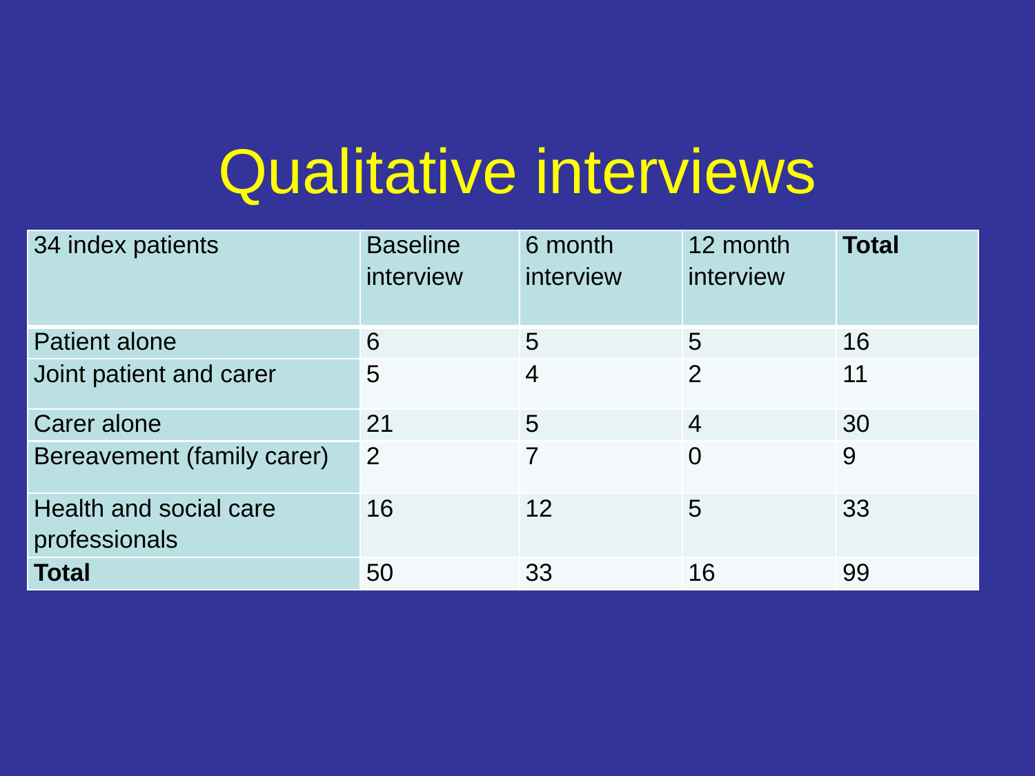# Qualitative interviews

| 34 index patients | Baseline interview | 6 month interview | 12 month interview | **Total** |
|---|---|---|---|---|
| Patient alone | 6 | 5 | 5 | 16 |
| Joint patient and carer | 5 | 4 | 2 | 11 |
| Carer alone | 21 | 5 | 4 | 30 |
| Bereavement (family carer) | 2 | 7 | 0 | 9 |
| Health and social care professionals | 16 | 12 | 5 | 33 |
| **Total** | 50 | 33 | 16 | 99 |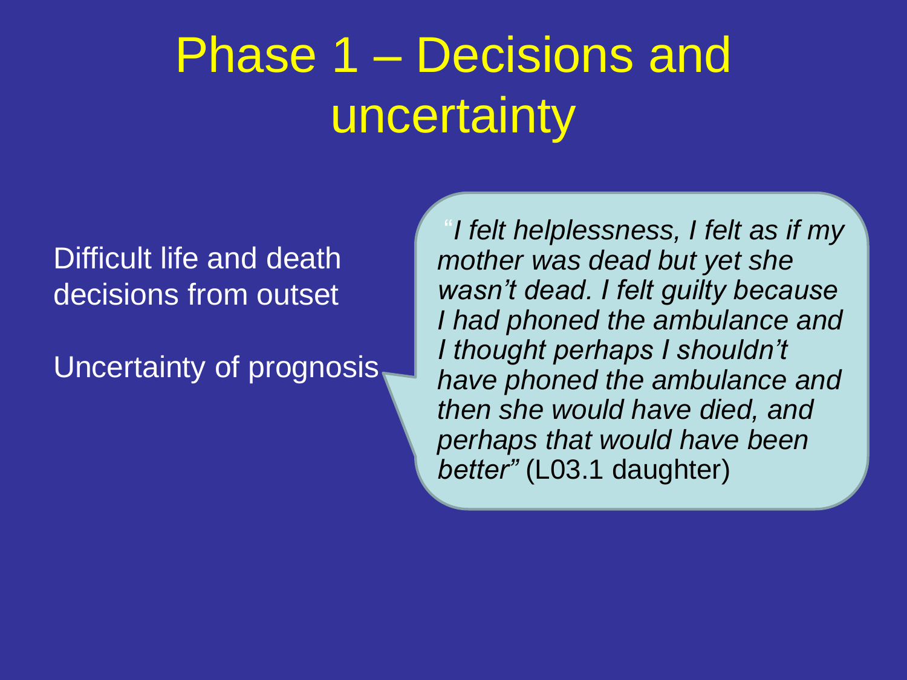# Phase 1 – Decisions and uncertainty

Difficult life and death decisions from outset

Uncertainty of prognosis

"*I felt helplessness, I felt as if my mother was dead but yet she wasn't dead. I felt guilty because I had phoned the ambulance and I thought perhaps I shouldn't have phoned the ambulance and then she would have died, and perhaps that would have been better*" (L03.1 daughter)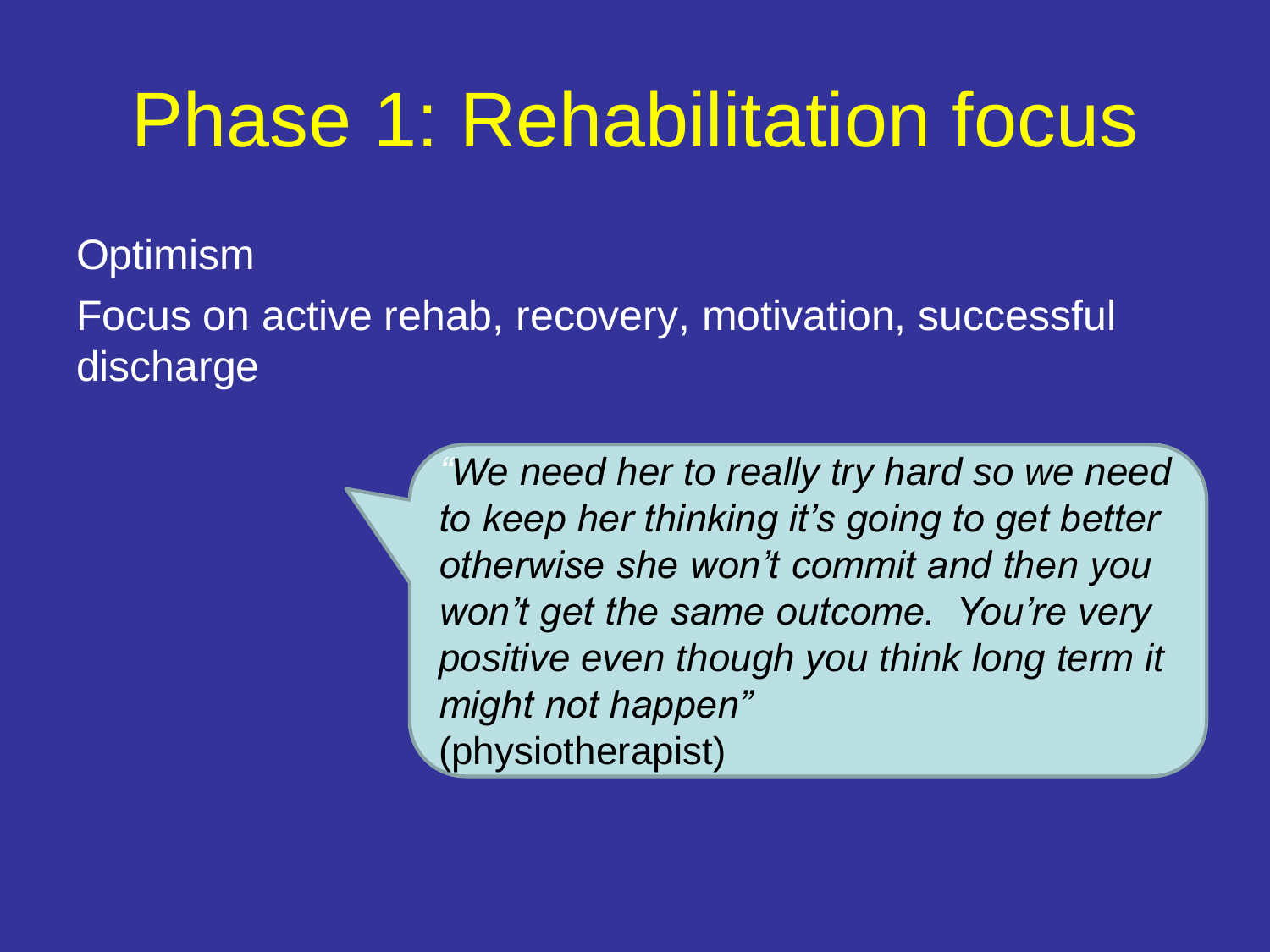# Phase 1: Rehabilitation focus

Optimism

Focus on active rehab, recovery, motivation, successful discharge

> *"We need her to really try hard so we need to keep her thinking it's going to get better otherwise she won't commit and then you won't get the same outcome. You're very positive even though you think long term it might not happen"*
> (physiotherapist)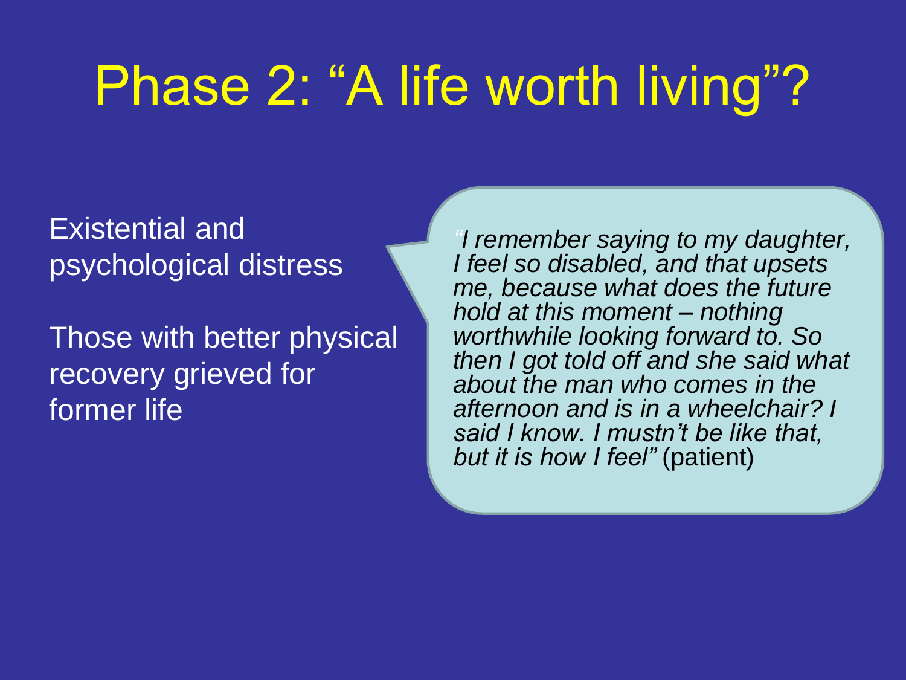# Phase 2: "A life worth living"?

Existential and psychological distress

Those with better physical recovery grieved for former life

> *"I remember saying to my daughter, I feel so disabled, and that upsets me, because what does the future hold at this moment – nothing worthwhile looking forward to. So then I got told off and she said what about the man who comes in the afternoon and is in a wheelchair? I said I know. I mustn't be like that, but it is how I feel"* (patient)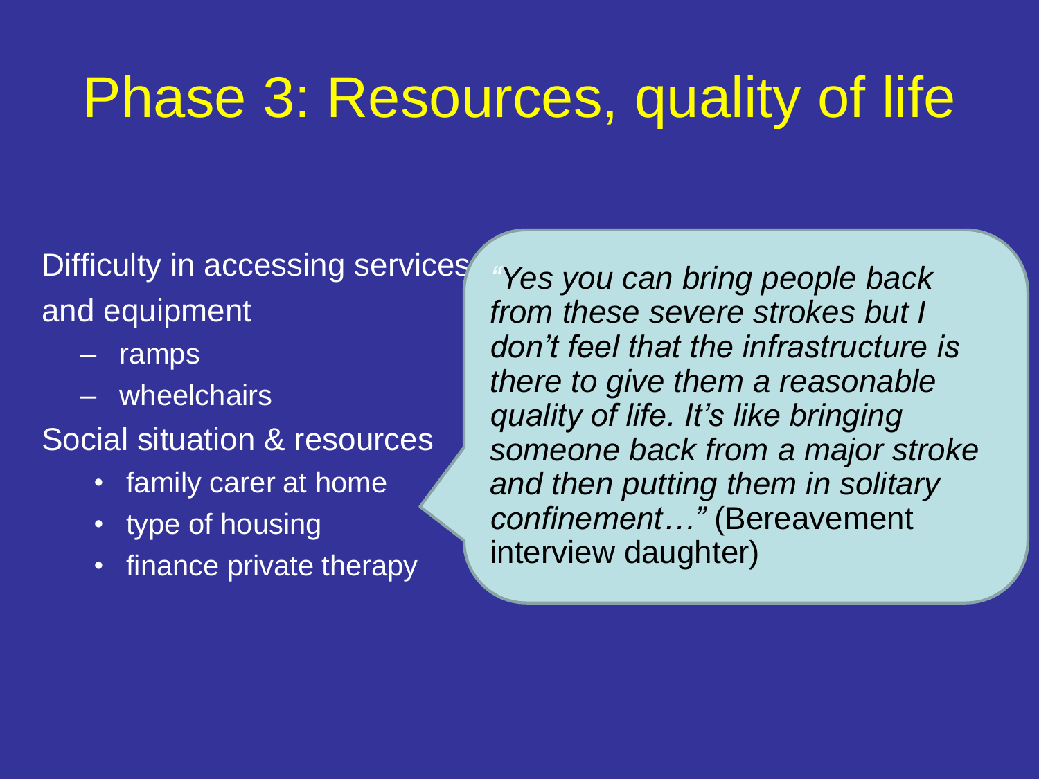# Phase 3: Resources, quality of life

Difficulty in accessing services and equipment

- ramps
- wheelchairs

Social situation & resources

- family carer at home
- type of housing
- finance private therapy

*"Yes you can bring people back from these severe strokes but I don't feel that the infrastructure is there to give them a reasonable quality of life. It's like bringing someone back from a major stroke and then putting them in solitary confinement…"* (Bereavement interview daughter)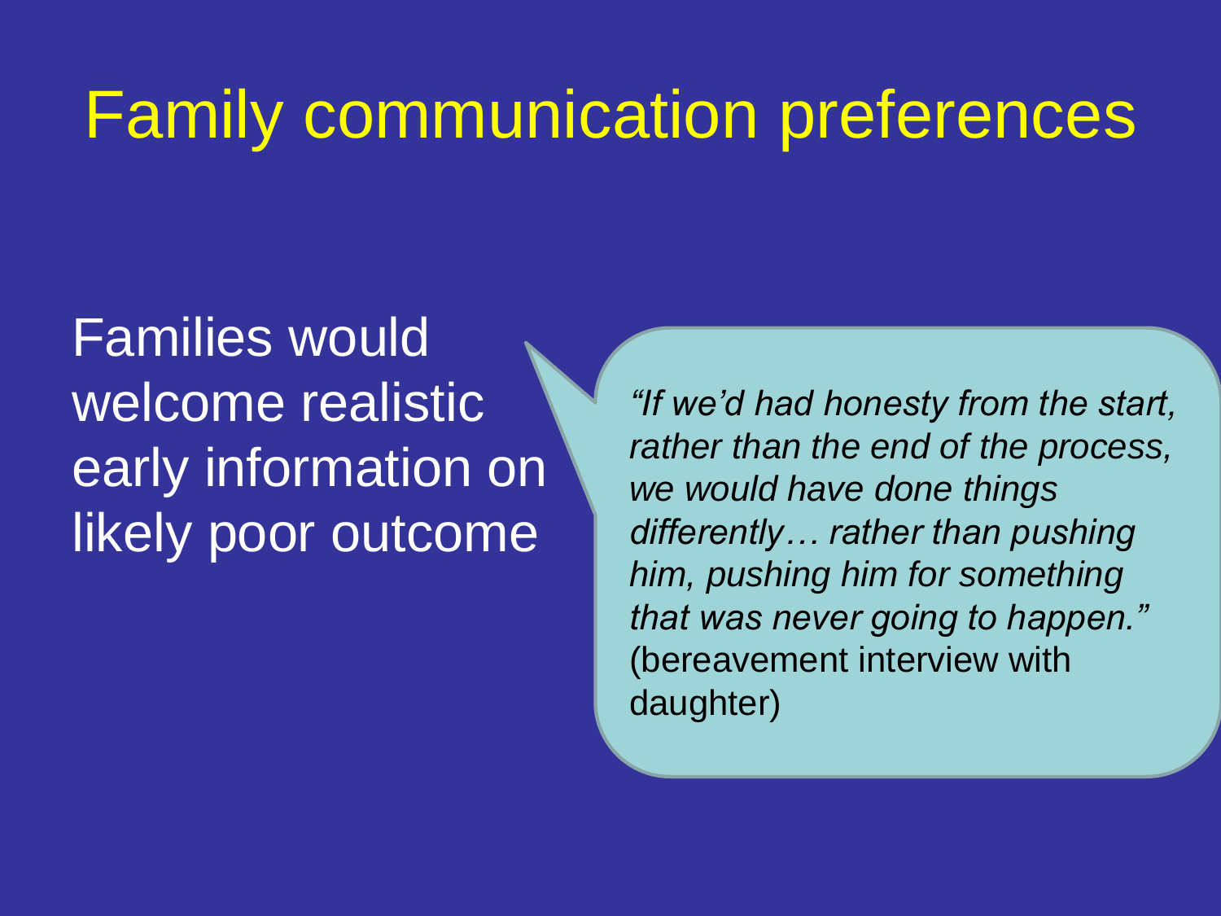# Family communication preferences

Families would welcome realistic early information on likely poor outcome

*"If we'd had honesty from the start, rather than the end of the process, we would have done things differently… rather than pushing him, pushing him for something that was never going to happen."* (bereavement interview with daughter)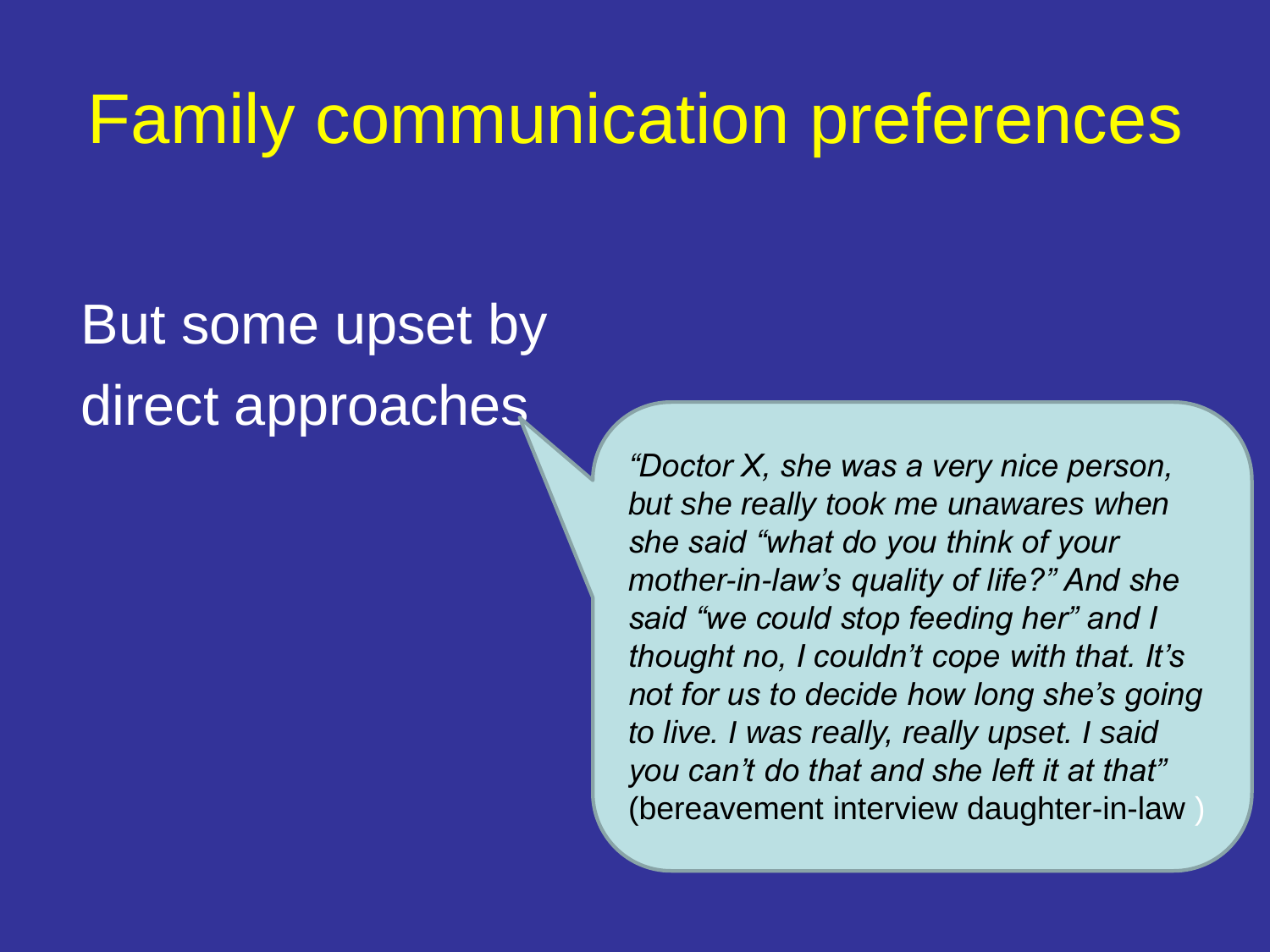# Family communication preferences

But some upset by direct approaches

> *"Doctor X, she was a very nice person, but she really took me unawares when she said "what do you think of your mother-in-law's quality of life?" And she said "we could stop feeding her" and I thought no, I couldn't cope with that. It's not for us to decide how long she's going to live. I was really, really upset. I said you can't do that and she left it at that"* (bereavement interview daughter-in-law )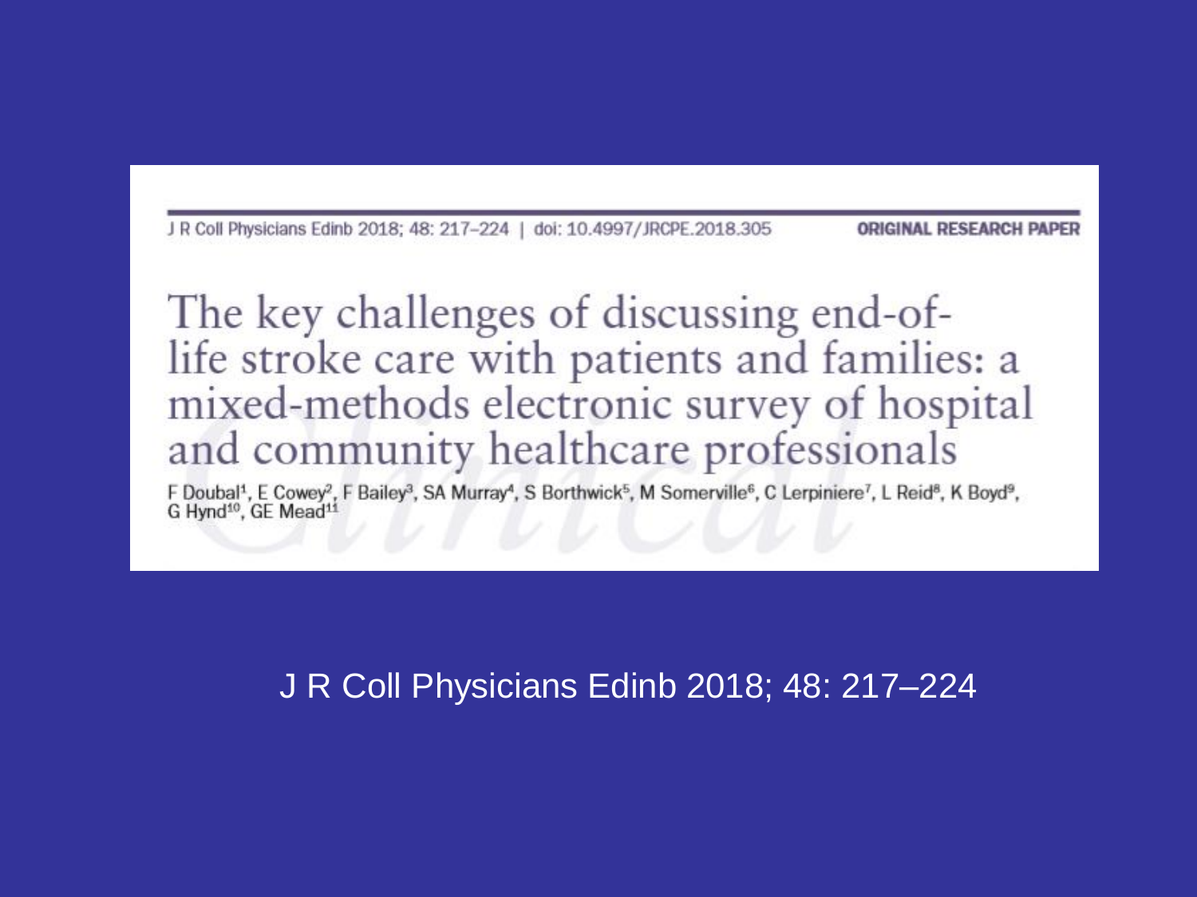J R Coll Physicians Edinb 2018; 48: 217–224 | doi: 10.4997/JRCPE.2018.305

**ORIGINAL RESEARCH PAPER**

# The key challenges of discussing end-of-life stroke care with patients and families: a mixed-methods electronic survey of hospital and community healthcare professionals

F Doubal[1], E Cowey[2], F Bailey[3], SA Murray[4], S Borthwick[5], M Somerville[6], C Lerpiniere[7], L Reid[8], K Boyd[9], G Hynd[10], GE Mead[11]

J R Coll Physicians Edinb 2018; 48: 217–224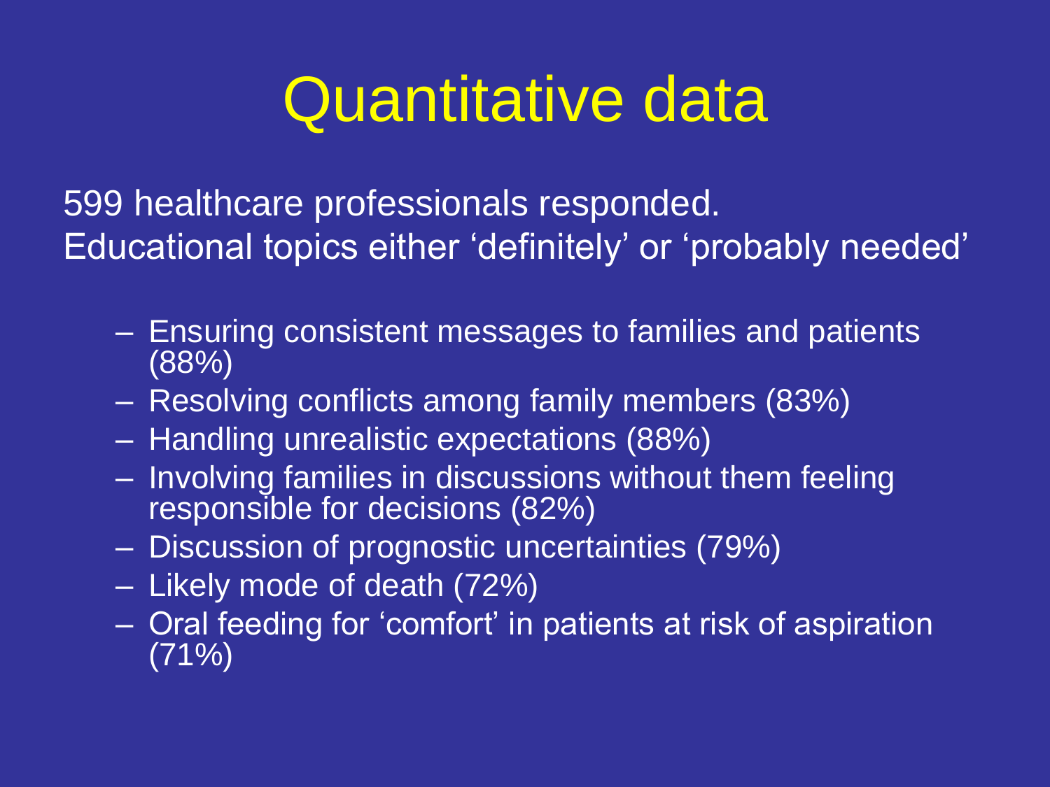# Quantitative data

599 healthcare professionals responded.
Educational topics either ‘definitely’ or ‘probably needed’

- Ensuring consistent messages to families and patients (88%)
- Resolving conflicts among family members (83%)
- Handling unrealistic expectations (88%)
- Involving families in discussions without them feeling responsible for decisions (82%)
- Discussion of prognostic uncertainties (79%)
- Likely mode of death (72%)
- Oral feeding for ‘comfort’ in patients at risk of aspiration (71%)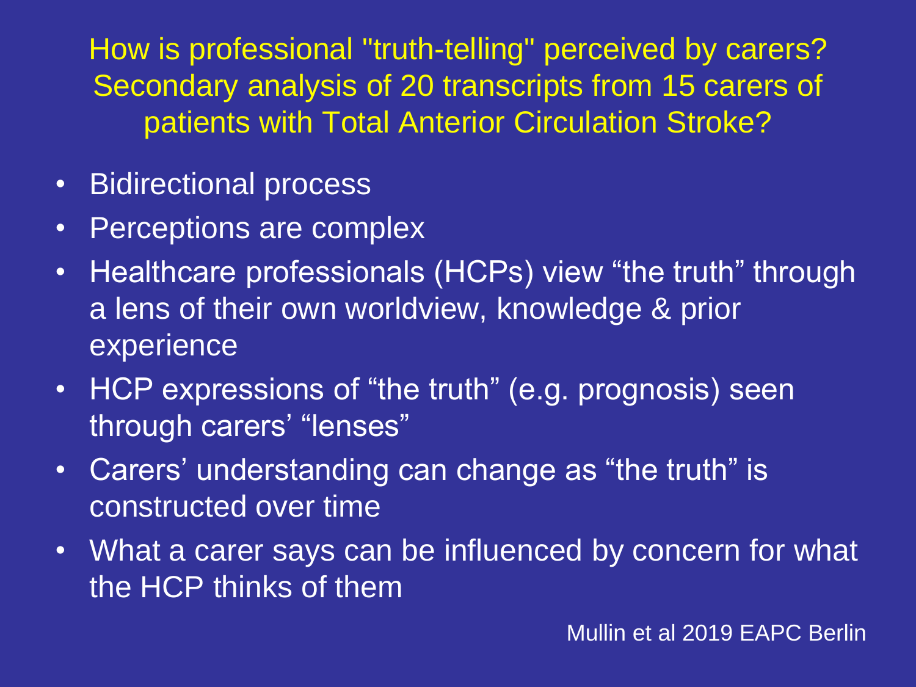## How is professional "truth-telling" perceived by carers? Secondary analysis of 20 transcripts from 15 carers of patients with Total Anterior Circulation Stroke?

- Bidirectional process
- Perceptions are complex
- Healthcare professionals (HCPs) view "the truth" through a lens of their own worldview, knowledge & prior experience
- HCP expressions of "the truth" (e.g. prognosis) seen through carers' "lenses"
- Carers' understanding can change as "the truth" is constructed over time
- What a carer says can be influenced by concern for what the HCP thinks of them

Mullin et al 2019 EAPC Berlin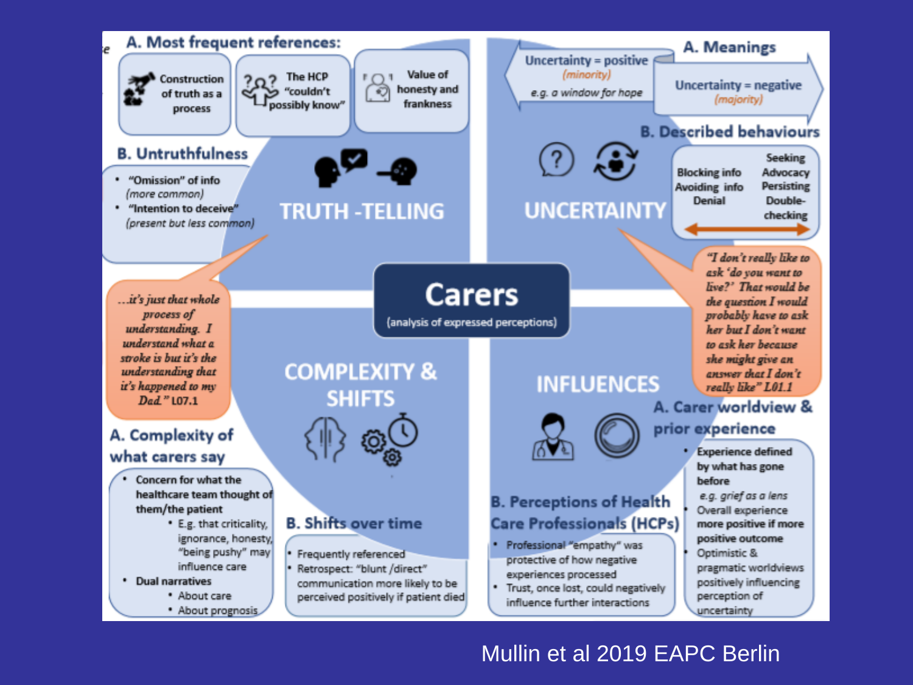# Carers

(analysis of expressed perceptions)

## TRUTH -TELLING

### A. Most frequent references:

- Construction of truth as a process
- The HCP "couldn't possibly know"
- Value of honesty and frankness

### B. Untruthfulness

- "Omission" of info (*more common*)
- "Intention to deceive" (*present but less common*)

*"…it's just that whole process of understanding. I understand what a stroke is but it's the understanding that it's happened to my Dad."* L07.1

## UNCERTAINTY

### A. Meanings

- Uncertainty = positive (*minority*) *e.g. a window for hope*
- Uncertainty = negative (*majority*)

### B. Described behaviours

- Blocking info
- Avoiding info
- Denial

↔

- Seeking
- Advocacy
- Persisting
- Double-checking

*"I don't really like to ask 'do you want to live?' That would be the question I would probably have to ask her but I don't want to ask her because she might give an answer that I don't really like"* L01.1

## COMPLEXITY & SHIFTS

### A. Complexity of what carers say

- Concern for what the healthcare team thought of them/the patient
  - E.g. that criticality, ignorance, honesty, "being pushy" may influence care
- Dual narratives
  - About care
  - About prognosis

### B. Shifts over time

- Frequently referenced
- Retrospect: "blunt /direct" communication more likely to be perceived positively if patient died

## INFLUENCES

### A. Carer worldview & prior experience

- Experience defined by what has gone before *e.g. grief as a lens*
- Overall experience more positive if more positive outcome
- Optimistic & pragmatic worldviews positively influencing perception of uncertainty

### B. Perceptions of Health Care Professionals (HCPs)

- Professional "empathy" was protective of how negative experiences processed
- Trust, once lost, could negatively influence further interactions

Mullin et al 2019 EAPC Berlin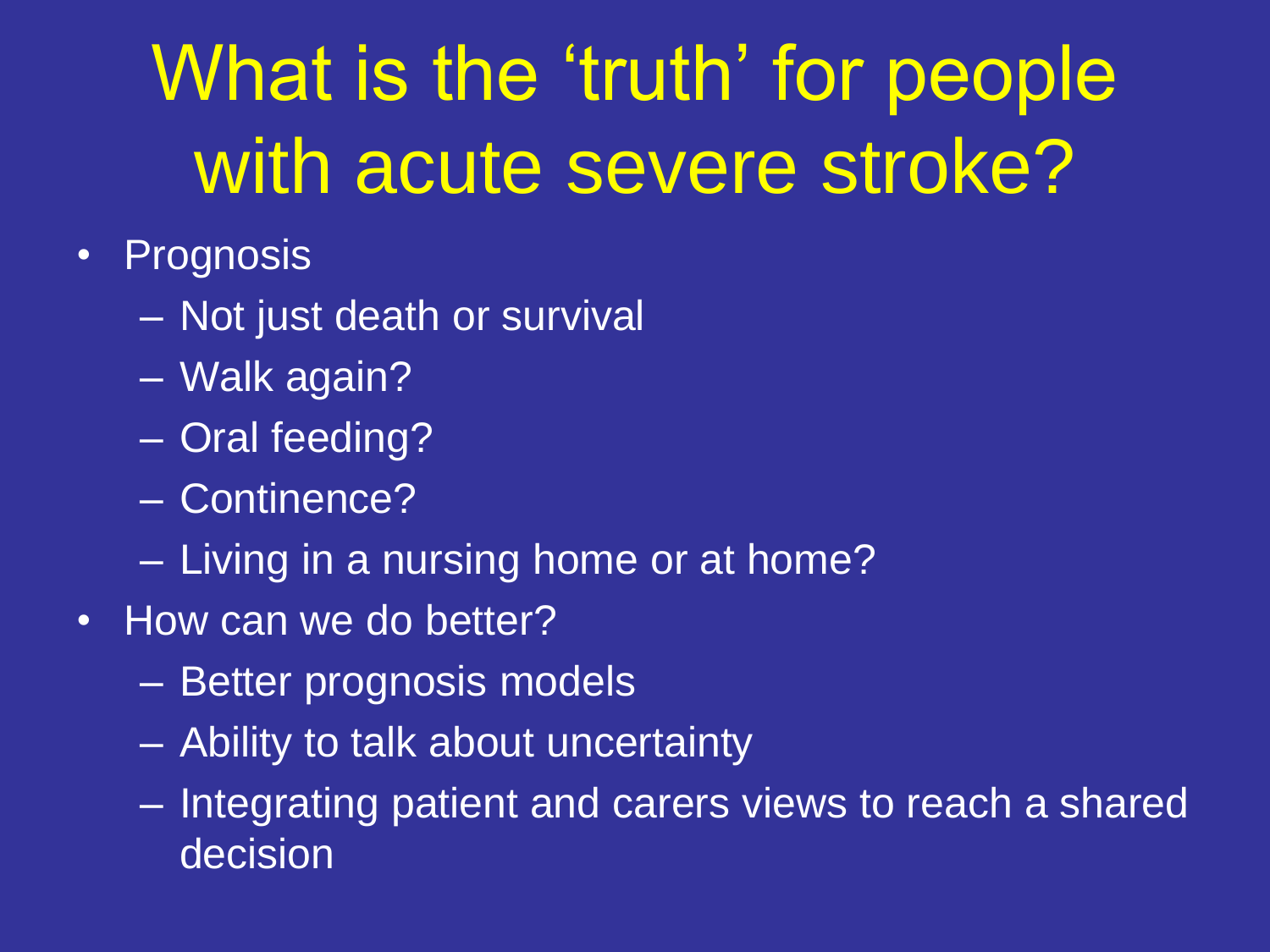# What is the 'truth' for people with acute severe stroke?

- Prognosis
  - Not just death or survival
  - Walk again?
  - Oral feeding?
  - Continence?
  - Living in a nursing home or at home?
- How can we do better?
  - Better prognosis models
  - Ability to talk about uncertainty
  - Integrating patient and carers views to reach a shared decision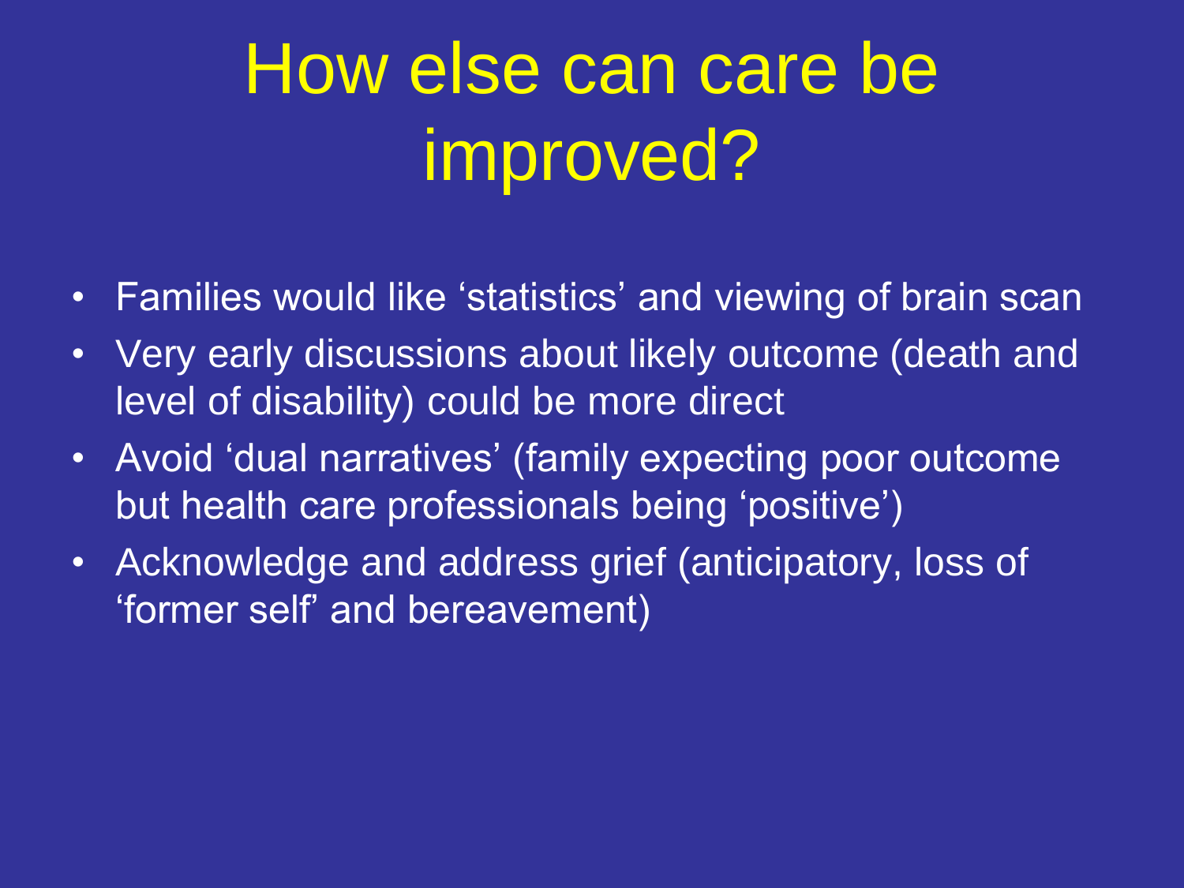# How else can care be improved?

- Families would like ‘statistics’ and viewing of brain scan
- Very early discussions about likely outcome (death and level of disability) could be more direct
- Avoid ‘dual narratives’ (family expecting poor outcome but health care professionals being ‘positive’)
- Acknowledge and address grief (anticipatory, loss of ‘former self’ and bereavement)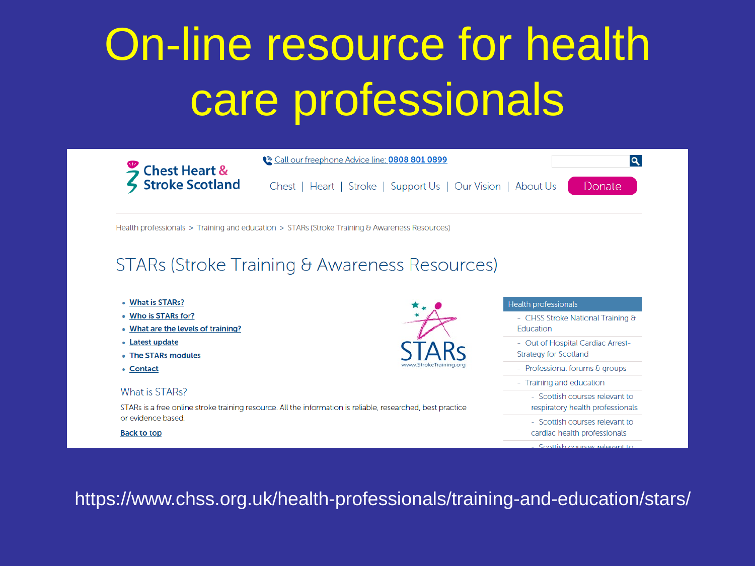# On-line resource for health care professionals

Chest Heart & Stroke Scotland

Call our freephone Advice line: 0808 801 0899

Chest | Heart | Stroke | Support Us | Our Vision | About Us | Donate

Health professionals > Training and education > STARs (Stroke Training & Awareness Resources)

## STARs (Stroke Training & Awareness Resources)

- What is STARs?
- Who is STARs for?
- What are the levels of training?
- Latest update
- The STARs modules
- Contact

STARs
www.StrokeTraining.org

### What is STARs?

STARs is a free online stroke training resource. All the information is reliable, researched, best practice or evidence based.

Back to top

**Health professionals**

- CHSS Stroke National Training & Education
- Out of Hospital Cardiac Arrest-Strategy for Scotland
- Professional forums & groups
- Training and education
  - Scottish courses relevant to respiratory health professionals
  - Scottish courses relevant to cardiac health professionals
  - Scottish courses relevant to

https://www.chss.org.uk/health-professionals/training-and-education/stars/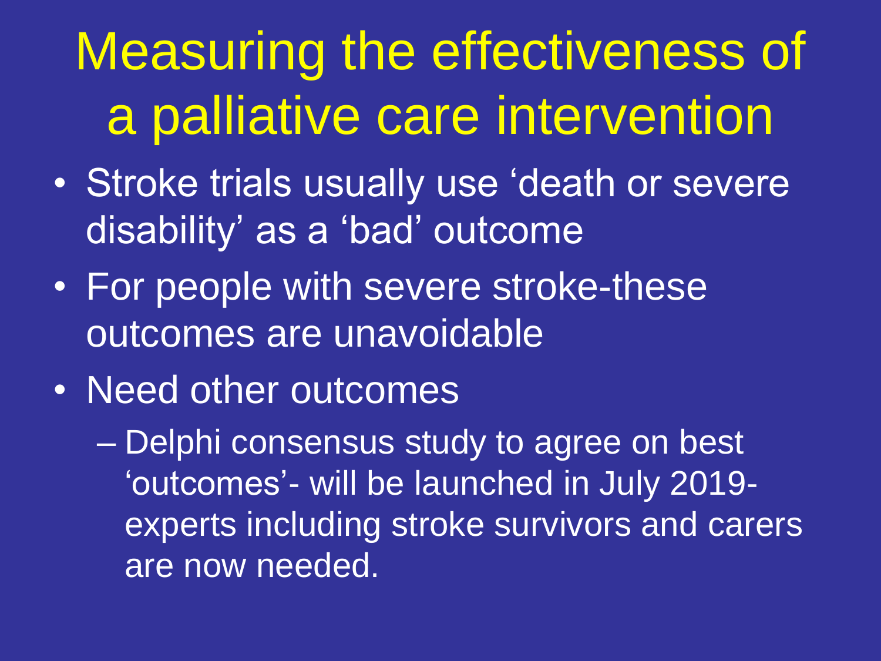# Measuring the effectiveness of a palliative care intervention

- Stroke trials usually use 'death or severe disability' as a 'bad' outcome
- For people with severe stroke-these outcomes are unavoidable
- Need other outcomes
  - Delphi consensus study to agree on best 'outcomes'- will be launched in July 2019- experts including stroke survivors and carers are now needed.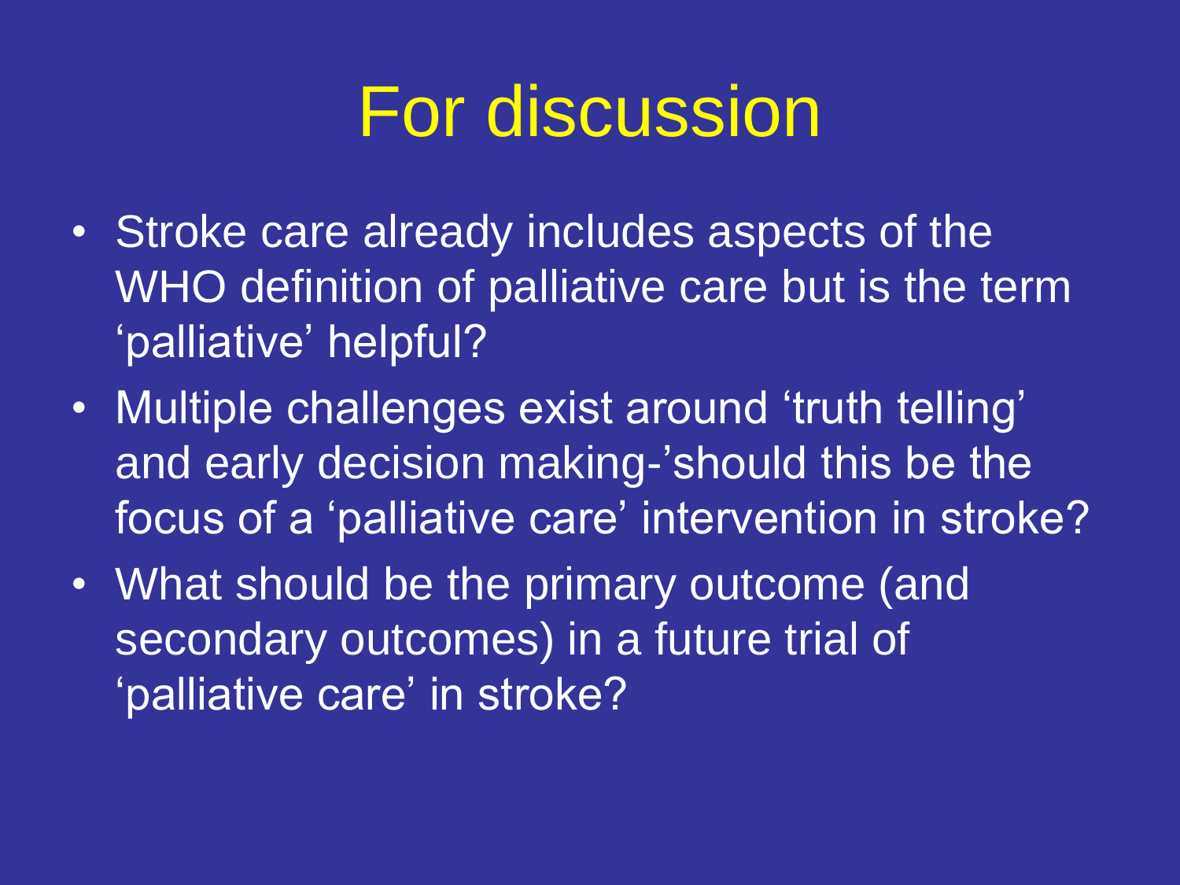# For discussion

- Stroke care already includes aspects of the WHO definition of palliative care but is the term ‘palliative’ helpful?
- Multiple challenges exist around ‘truth telling’ and early decision making-’should this be the focus of a ‘palliative care’ intervention in stroke?
- What should be the primary outcome (and secondary outcomes) in a future trial of ‘palliative care’ in stroke?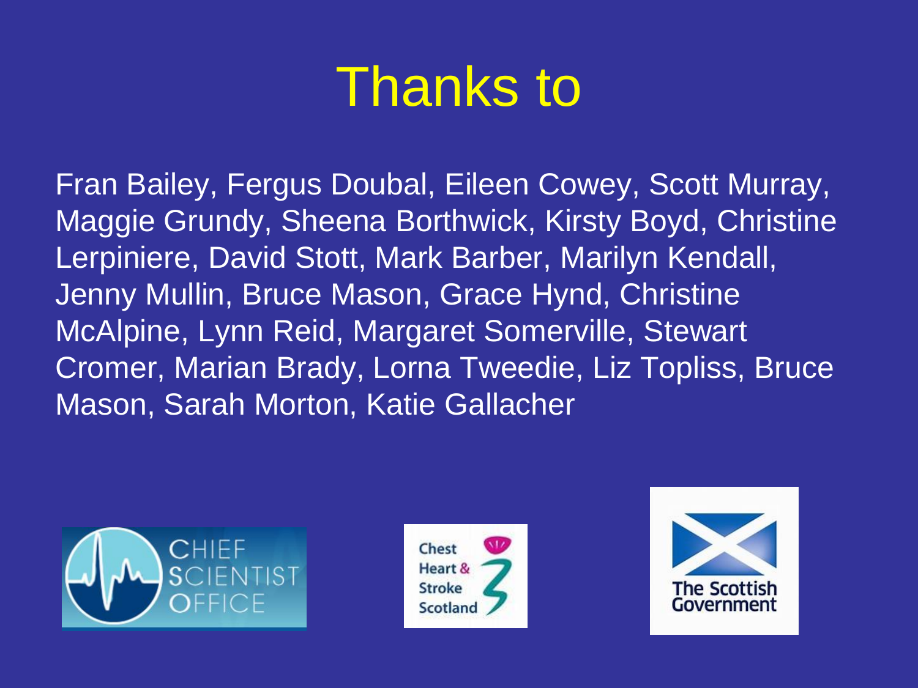# Thanks to

Fran Bailey, Fergus Doubal, Eileen Cowey, Scott Murray, Maggie Grundy, Sheena Borthwick, Kirsty Boyd, Christine Lerpiniere, David Stott, Mark Barber, Marilyn Kendall, Jenny Mullin, Bruce Mason, Grace Hynd, Christine McAlpine, Lynn Reid, Margaret Somerville, Stewart Cromer, Marian Brady, Lorna Tweedie, Liz Topliss, Bruce Mason, Sarah Morton, Katie Gallacher

CHIEF SCIENTIST OFFICE

Chest Heart & Stroke Scotland

The Scottish Government